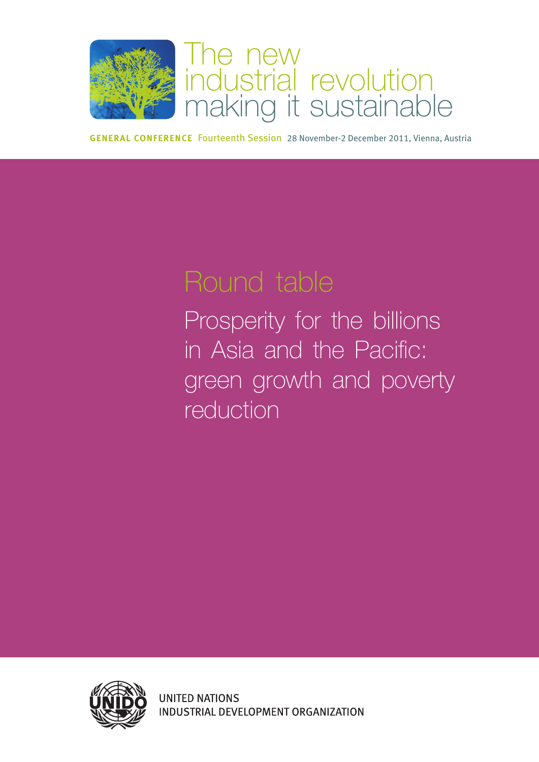# The new industrial revolution making it sustainable

**GENERAL CONFERENCE** Fourteenth Session 28 November-2 December 2011, Vienna, Austria

## Round table

## Prosperity for the billions in Asia and the Pacific: green growth and poverty reduction

UNITED NATIONS
INDUSTRIAL DEVELOPMENT ORGANIZATION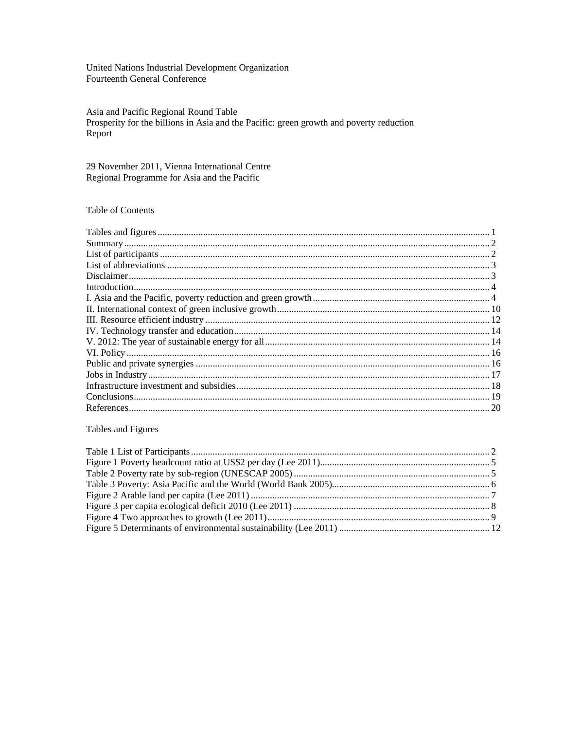United Nations Industrial Development Organization
Fourteenth General Conference

Asia and Pacific Regional Round Table
Prosperity for the billions in Asia and the Pacific: green growth and poverty reduction
Report

29 November 2011, Vienna International Centre
Regional Programme for Asia and the Pacific

## Table of Contents

Tables and figures ........................................................ 1
Summary ........................................................ 2
List of participants ........................................................ 2
List of abbreviations ........................................................ 3
Disclaimer ........................................................ 3
Introduction ........................................................ 4
I. Asia and the Pacific, poverty reduction and green growth ........................................................ 4
II. International context of green inclusive growth ........................................................ 10
III. Resource efficient industry ........................................................ 12
IV. Technology transfer and education ........................................................ 14
V. 2012: The year of sustainable energy for all ........................................................ 14
VI. Policy ........................................................ 16
Public and private synergies ........................................................ 16
Jobs in Industry ........................................................ 17
Infrastructure investment and subsidies ........................................................ 18
Conclusions ........................................................ 19
References ........................................................ 20

## Tables and Figures

Table 1 List of Participants ........................................................ 2
Figure 1 Poverty headcount ratio at US$2 per day (Lee 2011) ........................................................ 5
Table 2 Poverty rate by sub-region (UNESCAP 2005) ........................................................ 5
Table 3 Poverty: Asia Pacific and the World (World Bank 2005) ........................................................ 6
Figure 2 Arable land per capita (Lee 2011) ........................................................ 7
Figure 3 per capita ecological deficit 2010 (Lee 2011) ........................................................ 8
Figure 4 Two approaches to growth (Lee 2011) ........................................................ 9
Figure 5 Determinants of environmental sustainability (Lee 2011) ........................................................ 12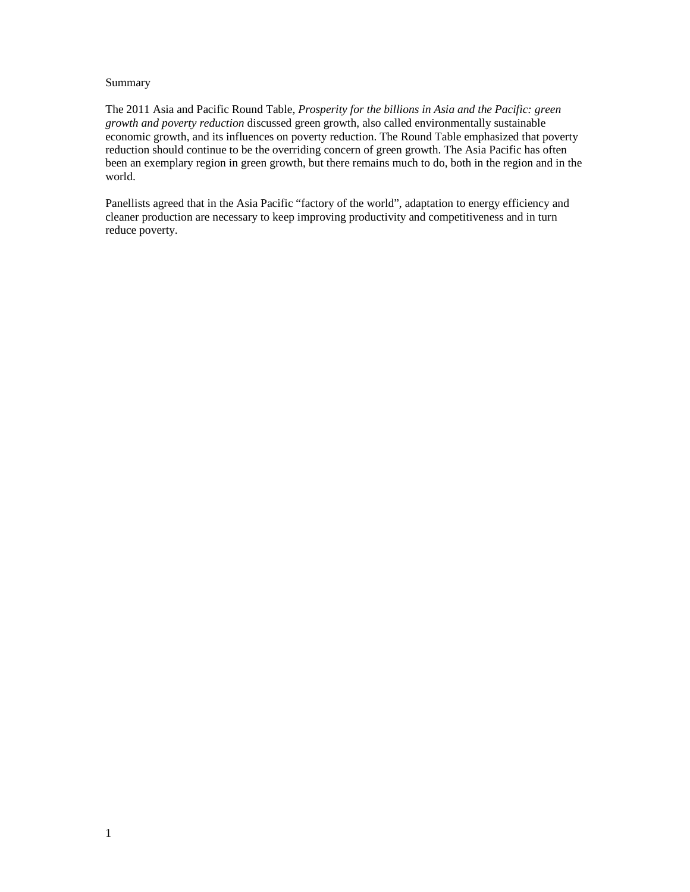Summary

The 2011 Asia and Pacific Round Table, *Prosperity for the billions in Asia and the Pacific: green growth and poverty reduction* discussed green growth, also called environmentally sustainable economic growth, and its influences on poverty reduction. The Round Table emphasized that poverty reduction should continue to be the overriding concern of green growth. The Asia Pacific has often been an exemplary region in green growth, but there remains much to do, both in the region and in the world.

Panellists agreed that in the Asia Pacific "factory of the world", adaptation to energy efficiency and cleaner production are necessary to keep improving productivity and competitiveness and in turn reduce poverty.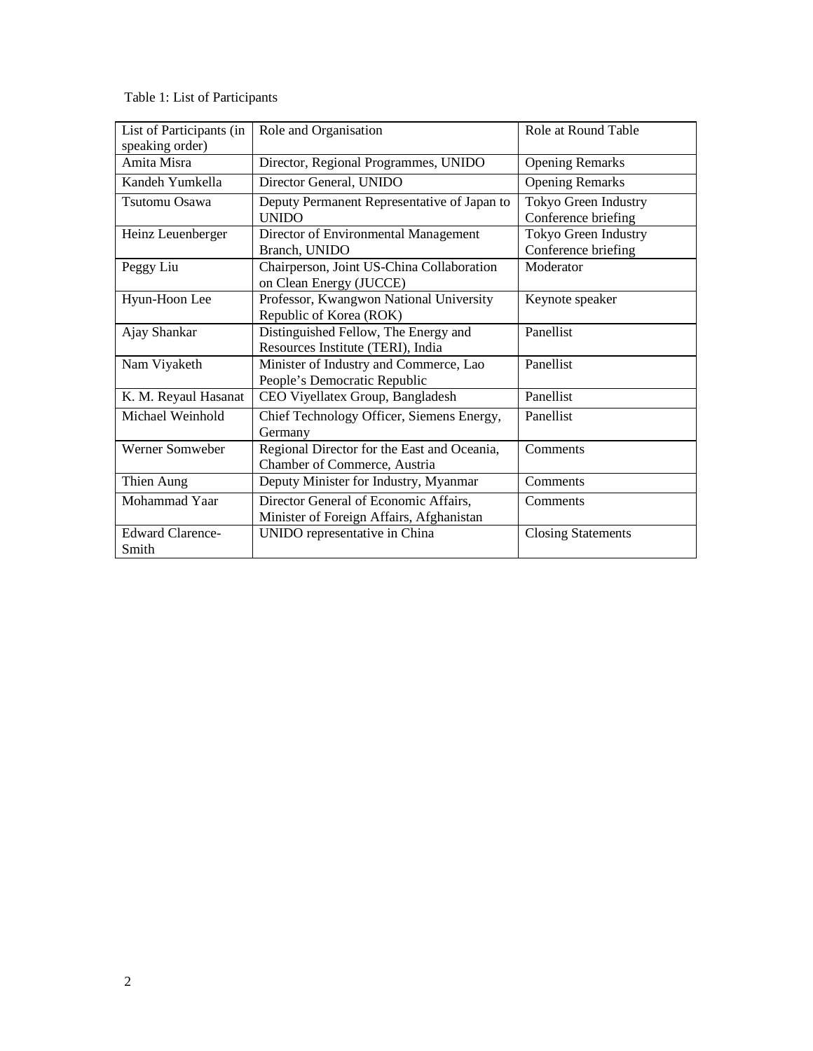Table 1: List of Participants

| List of Participants (in speaking order) | Role and Organisation | Role at Round Table |
|---|---|---|
| Amita Misra | Director, Regional Programmes, UNIDO | Opening Remarks |
| Kandeh Yumkella | Director General, UNIDO | Opening Remarks |
| Tsutomu Osawa | Deputy Permanent Representative of Japan to UNIDO | Tokyo Green Industry Conference briefing |
| Heinz Leuenberger | Director of Environmental Management Branch, UNIDO | Tokyo Green Industry Conference briefing |
| Peggy Liu | Chairperson, Joint US-China Collaboration on Clean Energy (JUCCE) | Moderator |
| Hyun-Hoon Lee | Professor, Kwangwon National University Republic of Korea (ROK) | Keynote speaker |
| Ajay Shankar | Distinguished Fellow, The Energy and Resources Institute (TERI), India | Panellist |
| Nam Viyaketh | Minister of Industry and Commerce, Lao People's Democratic Republic | Panellist |
| K. M. Reyaul Hasanat | CEO Viyellatex Group, Bangladesh | Panellist |
| Michael Weinhold | Chief Technology Officer, Siemens Energy, Germany | Panellist |
| Werner Somweber | Regional Director for the East and Oceania, Chamber of Commerce, Austria | Comments |
| Thien Aung | Deputy Minister for Industry, Myanmar | Comments |
| Mohammad Yaar | Director General of Economic Affairs, Minister of Foreign Affairs, Afghanistan | Comments |
| Edward Clarence-Smith | UNIDO representative in China | Closing Statements |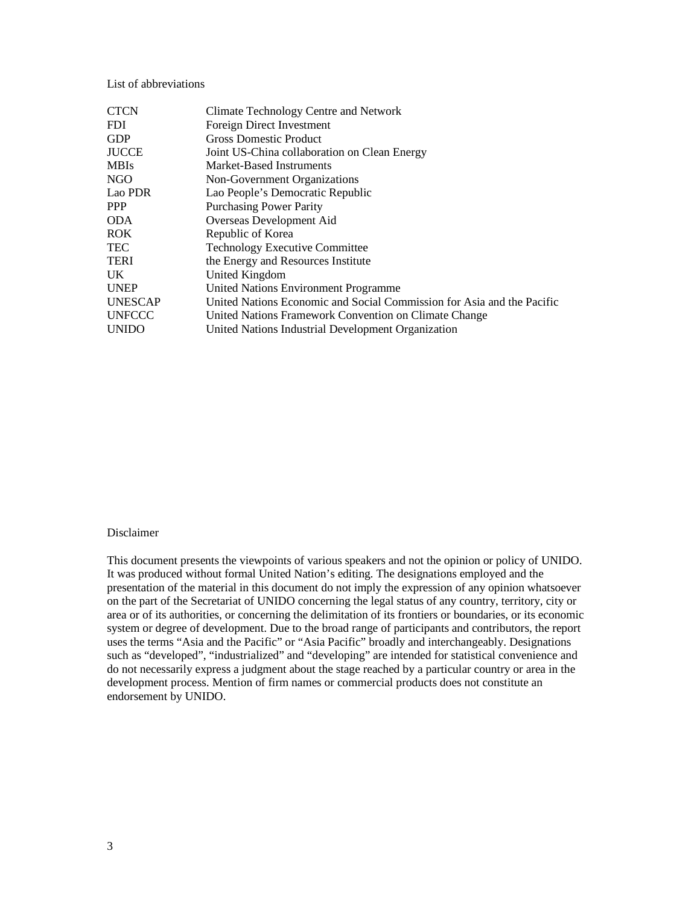## List of abbreviations

| | |
|---|---|
| CTCN | Climate Technology Centre and Network |
| FDI | Foreign Direct Investment |
| GDP | Gross Domestic Product |
| JUCCE | Joint US-China collaboration on Clean Energy |
| MBIs | Market-Based Instruments |
| NGO | Non-Government Organizations |
| Lao PDR | Lao People's Democratic Republic |
| PPP | Purchasing Power Parity |
| ODA | Overseas Development Aid |
| ROK | Republic of Korea |
| TEC | Technology Executive Committee |
| TERI | the Energy and Resources Institute |
| UK | United Kingdom |
| UNEP | United Nations Environment Programme |
| UNESCAP | United Nations Economic and Social Commission for Asia and the Pacific |
| UNFCCC | United Nations Framework Convention on Climate Change |
| UNIDO | United Nations Industrial Development Organization |

## Disclaimer

This document presents the viewpoints of various speakers and not the opinion or policy of UNIDO. It was produced without formal United Nation's editing. The designations employed and the presentation of the material in this document do not imply the expression of any opinion whatsoever on the part of the Secretariat of UNIDO concerning the legal status of any country, territory, city or area or of its authorities, or concerning the delimitation of its frontiers or boundaries, or its economic system or degree of development. Due to the broad range of participants and contributors, the report uses the terms "Asia and the Pacific" or "Asia Pacific" broadly and interchangeably. Designations such as "developed", "industrialized" and "developing" are intended for statistical convenience and do not necessarily express a judgment about the stage reached by a particular country or area in the development process. Mention of firm names or commercial products does not constitute an endorsement by UNIDO.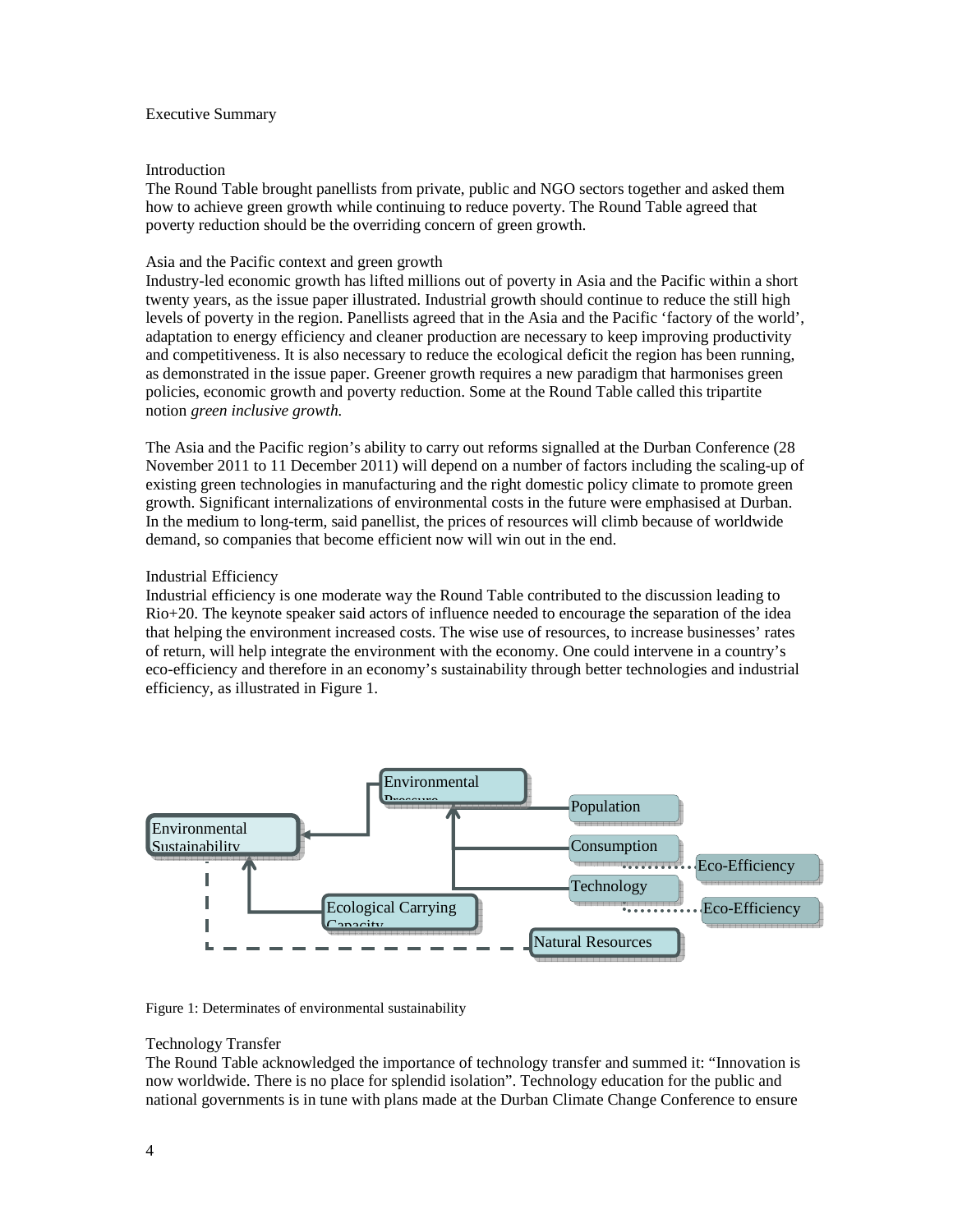Executive Summary

## Introduction

The Round Table brought panellists from private, public and NGO sectors together and asked them how to achieve green growth while continuing to reduce poverty. The Round Table agreed that poverty reduction should be the overriding concern of green growth.

## Asia and the Pacific context and green growth

Industry-led economic growth has lifted millions out of poverty in Asia and the Pacific within a short twenty years, as the issue paper illustrated. Industrial growth should continue to reduce the still high levels of poverty in the region. Panellists agreed that in the Asia and the Pacific 'factory of the world', adaptation to energy efficiency and cleaner production are necessary to keep improving productivity and competitiveness. It is also necessary to reduce the ecological deficit the region has been running, as demonstrated in the issue paper. Greener growth requires a new paradigm that harmonises green policies, economic growth and poverty reduction. Some at the Round Table called this tripartite notion *green inclusive growth.*

The Asia and the Pacific region's ability to carry out reforms signalled at the Durban Conference (28 November 2011 to 11 December 2011) will depend on a number of factors including the scaling-up of existing green technologies in manufacturing and the right domestic policy climate to promote green growth. Significant internalizations of environmental costs in the future were emphasised at Durban. In the medium to long-term, said panellist, the prices of resources will climb because of worldwide demand, so companies that become efficient now will win out in the end.

## Industrial Efficiency

Industrial efficiency is one moderate way the Round Table contributed to the discussion leading to Rio+20. The keynote speaker said actors of influence needed to encourage the separation of the idea that helping the environment increased costs. The wise use of resources, to increase businesses' rates of return, will help integrate the environment with the economy. One could intervene in a country's eco-efficiency and therefore in an economy's sustainability through better technologies and industrial efficiency, as illustrated in Figure 1.

Environmental Pressure | Population | Environmental Sustainability | Consumption | Eco-Efficiency | Technology | Ecological Carrying Capacity | Eco-Efficiency | Natural Resources

Figure 1: Determinates of environmental sustainability

## Technology Transfer

The Round Table acknowledged the importance of technology transfer and summed it: "Innovation is now worldwide. There is no place for splendid isolation". Technology education for the public and national governments is in tune with plans made at the Durban Climate Change Conference to ensure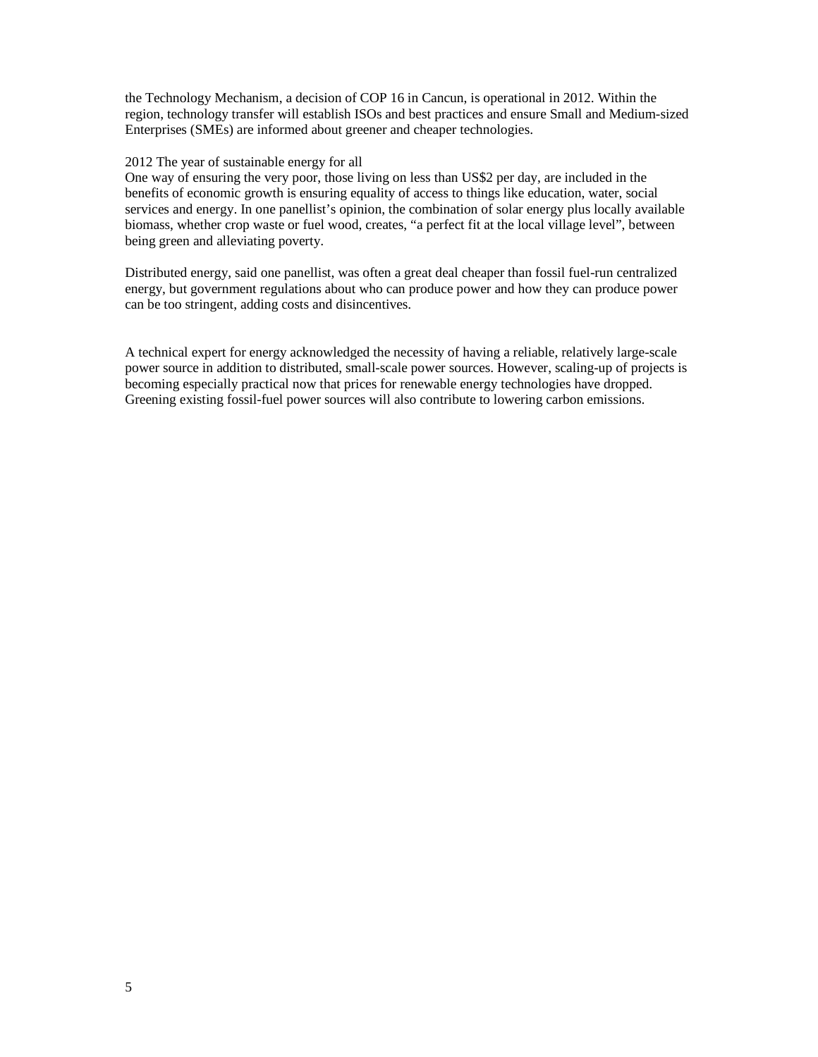the Technology Mechanism, a decision of COP 16 in Cancun, is operational in 2012. Within the region, technology transfer will establish ISOs and best practices and ensure Small and Medium-sized Enterprises (SMEs) are informed about greener and cheaper technologies.

2012 The year of sustainable energy for all

One way of ensuring the very poor, those living on less than US$2 per day, are included in the benefits of economic growth is ensuring equality of access to things like education, water, social services and energy. In one panellist's opinion, the combination of solar energy plus locally available biomass, whether crop waste or fuel wood, creates, "a perfect fit at the local village level", between being green and alleviating poverty.

Distributed energy, said one panellist, was often a great deal cheaper than fossil fuel-run centralized energy, but government regulations about who can produce power and how they can produce power can be too stringent, adding costs and disincentives.

A technical expert for energy acknowledged the necessity of having a reliable, relatively large-scale power source in addition to distributed, small-scale power sources. However, scaling-up of projects is becoming especially practical now that prices for renewable energy technologies have dropped. Greening existing fossil-fuel power sources will also contribute to lowering carbon emissions.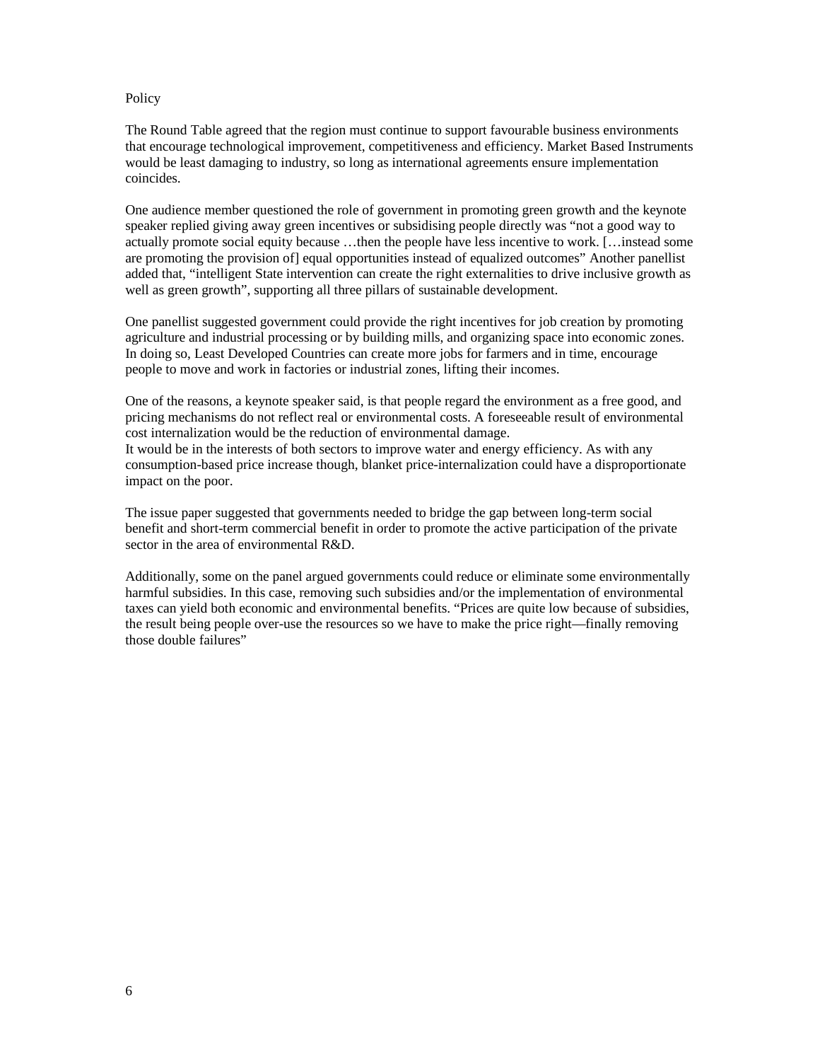## Policy

The Round Table agreed that the region must continue to support favourable business environments that encourage technological improvement, competitiveness and efficiency. Market Based Instruments would be least damaging to industry, so long as international agreements ensure implementation coincides.

One audience member questioned the role of government in promoting green growth and the keynote speaker replied giving away green incentives or subsidising people directly was "not a good way to actually promote social equity because …then the people have less incentive to work. […instead some are promoting the provision of] equal opportunities instead of equalized outcomes" Another panellist added that, "intelligent State intervention can create the right externalities to drive inclusive growth as well as green growth", supporting all three pillars of sustainable development.

One panellist suggested government could provide the right incentives for job creation by promoting agriculture and industrial processing or by building mills, and organizing space into economic zones. In doing so, Least Developed Countries can create more jobs for farmers and in time, encourage people to move and work in factories or industrial zones, lifting their incomes.

One of the reasons, a keynote speaker said, is that people regard the environment as a free good, and pricing mechanisms do not reflect real or environmental costs. A foreseeable result of environmental cost internalization would be the reduction of environmental damage.
It would be in the interests of both sectors to improve water and energy efficiency. As with any consumption-based price increase though, blanket price-internalization could have a disproportionate impact on the poor.

The issue paper suggested that governments needed to bridge the gap between long-term social benefit and short-term commercial benefit in order to promote the active participation of the private sector in the area of environmental R&D.

Additionally, some on the panel argued governments could reduce or eliminate some environmentally harmful subsidies. In this case, removing such subsidies and/or the implementation of environmental taxes can yield both economic and environmental benefits. "Prices are quite low because of subsidies, the result being people over-use the resources so we have to make the price right—finally removing those double failures"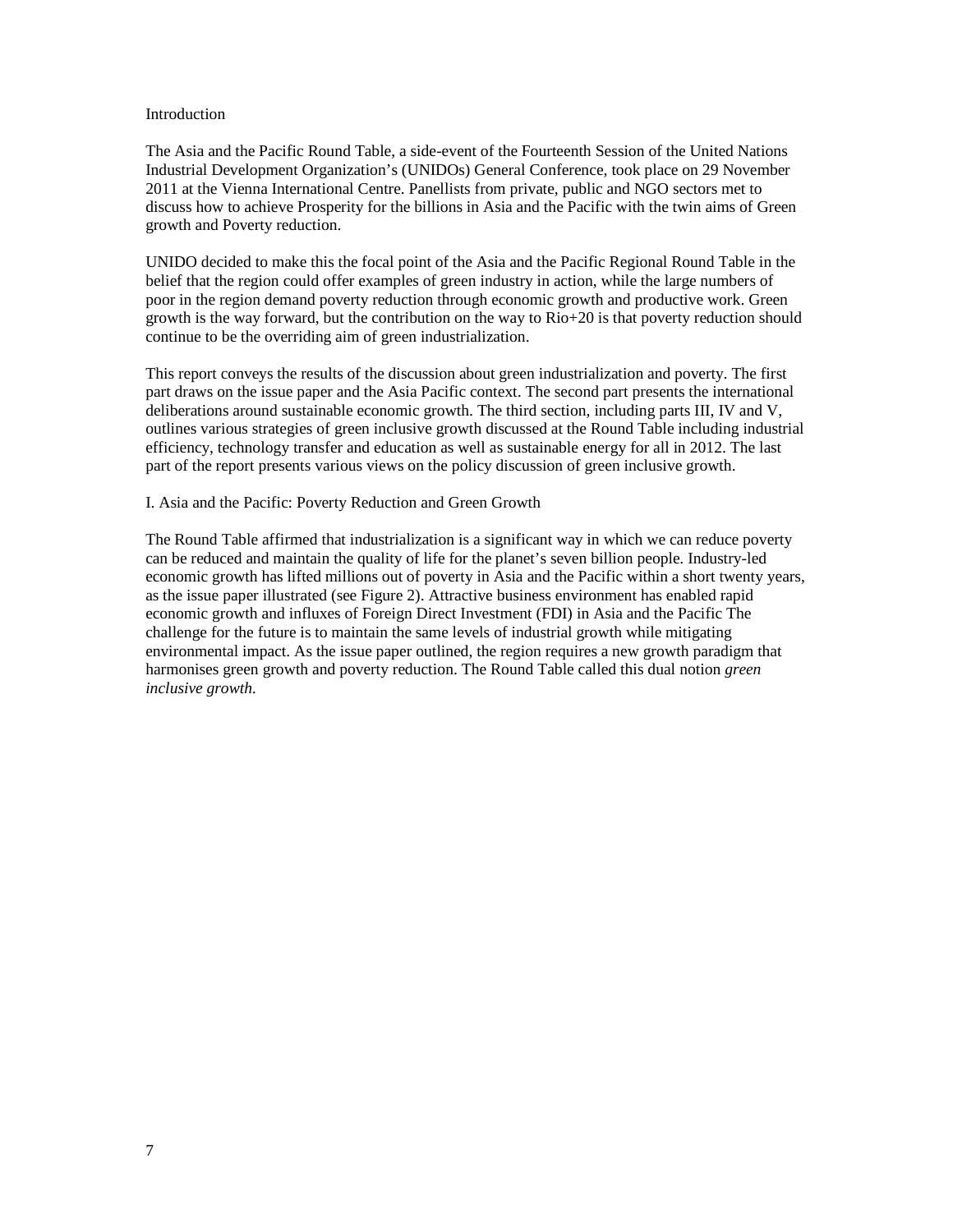## Introduction

The Asia and the Pacific Round Table, a side-event of the Fourteenth Session of the United Nations Industrial Development Organization's (UNIDOs) General Conference, took place on 29 November 2011 at the Vienna International Centre. Panellists from private, public and NGO sectors met to discuss how to achieve Prosperity for the billions in Asia and the Pacific with the twin aims of Green growth and Poverty reduction.

UNIDO decided to make this the focal point of the Asia and the Pacific Regional Round Table in the belief that the region could offer examples of green industry in action, while the large numbers of poor in the region demand poverty reduction through economic growth and productive work. Green growth is the way forward, but the contribution on the way to Rio+20 is that poverty reduction should continue to be the overriding aim of green industrialization.

This report conveys the results of the discussion about green industrialization and poverty. The first part draws on the issue paper and the Asia Pacific context. The second part presents the international deliberations around sustainable economic growth. The third section, including parts III, IV and V, outlines various strategies of green inclusive growth discussed at the Round Table including industrial efficiency, technology transfer and education as well as sustainable energy for all in 2012. The last part of the report presents various views on the policy discussion of green inclusive growth.

## I. Asia and the Pacific: Poverty Reduction and Green Growth

The Round Table affirmed that industrialization is a significant way in which we can reduce poverty can be reduced and maintain the quality of life for the planet's seven billion people. Industry-led economic growth has lifted millions out of poverty in Asia and the Pacific within a short twenty years, as the issue paper illustrated (see Figure 2). Attractive business environment has enabled rapid economic growth and influxes of Foreign Direct Investment (FDI) in Asia and the Pacific The challenge for the future is to maintain the same levels of industrial growth while mitigating environmental impact. As the issue paper outlined, the region requires a new growth paradigm that harmonises green growth and poverty reduction. The Round Table called this dual notion *green inclusive growth*.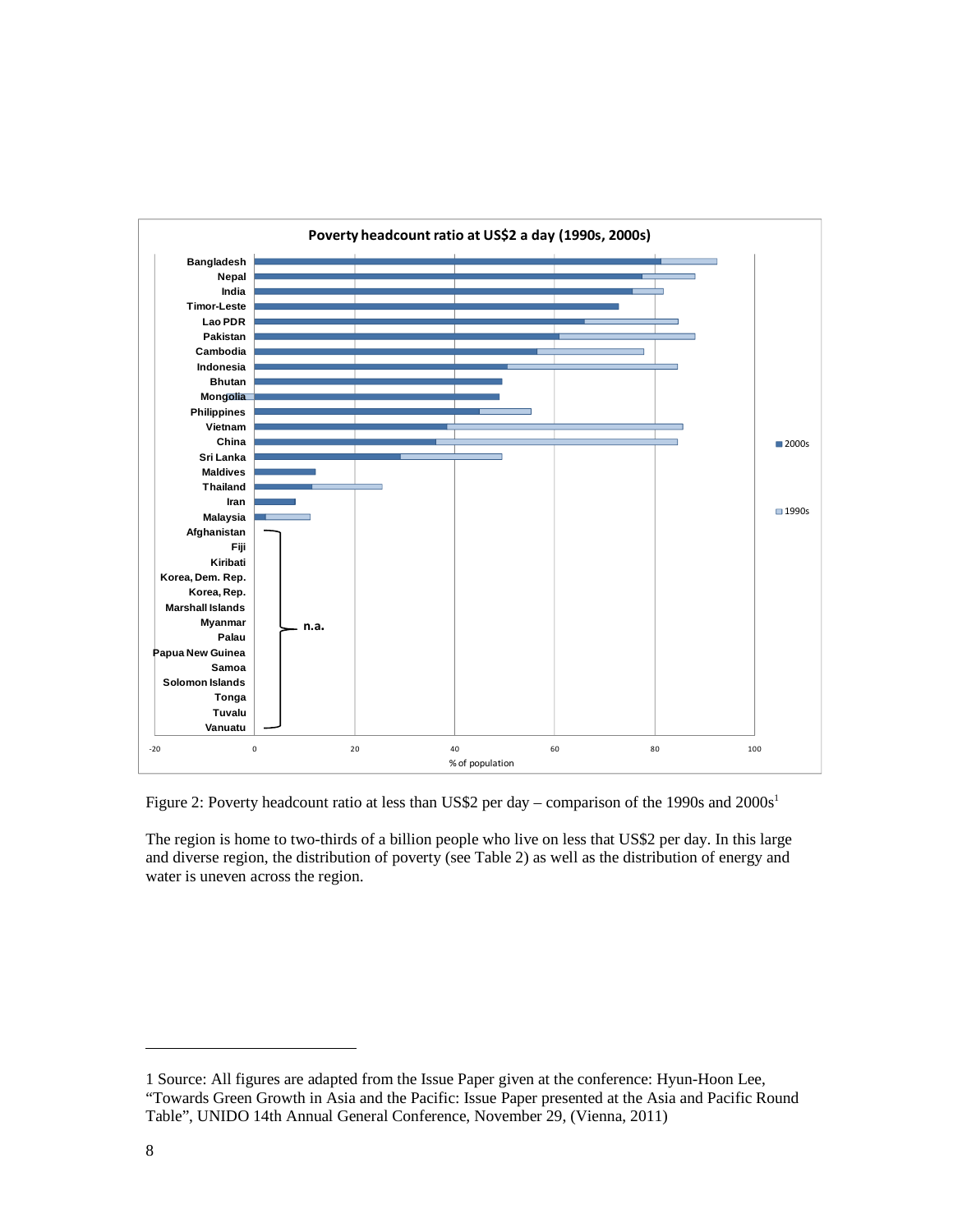Figure 2: Poverty headcount ratio at less than US$2 per day – comparison of the 1990s and 2000s[1]

The region is home to two-thirds of a billion people who live on less that US$2 per day. In this large and diverse region, the distribution of poverty (see Table 2) as well as the distribution of energy and water is uneven across the region.

1 Source: All figures are adapted from the Issue Paper given at the conference: Hyun-Hoon Lee, "Towards Green Growth in Asia and the Pacific: Issue Paper presented at the Asia and Pacific Round Table", UNIDO 14th Annual General Conference, November 29, (Vienna, 2011)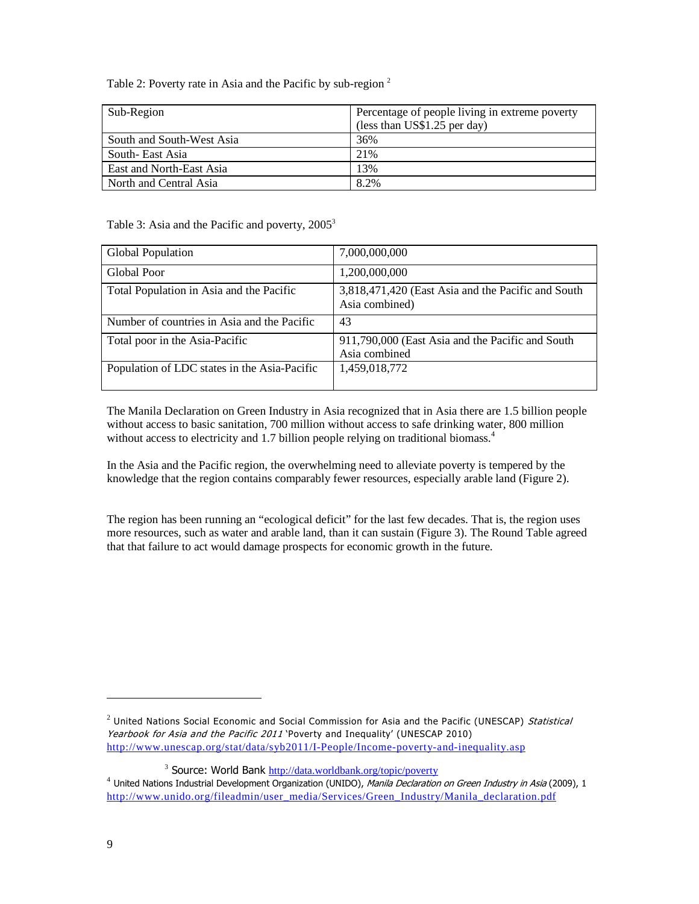Table 2: Poverty rate in Asia and the Pacific by sub-region [2]

| Sub-Region | Percentage of people living in extreme poverty (less than US$1.25 per day) |
|---|---|
| South and South-West Asia | 36% |
| South- East Asia | 21% |
| East and North-East Asia | 13% |
| North and Central Asia | 8.2% |

Table 3: Asia and the Pacific and poverty, 2005[3]

| Global Population | 7,000,000,000 |
|---|---|
| Global Poor | 1,200,000,000 |
| Total Population in Asia and the Pacific | 3,818,471,420 (East Asia and the Pacific and South Asia combined) |
| Number of countries in Asia and the Pacific | 43 |
| Total poor in the Asia-Pacific | 911,790,000 (East Asia and the Pacific and South Asia combined |
| Population of LDC states in the Asia-Pacific | 1,459,018,772 |

The Manila Declaration on Green Industry in Asia recognized that in Asia there are 1.5 billion people without access to basic sanitation, 700 million without access to safe drinking water, 800 million without access to electricity and 1.7 billion people relying on traditional biomass.[4]

In the Asia and the Pacific region, the overwhelming need to alleviate poverty is tempered by the knowledge that the region contains comparably fewer resources, especially arable land (Figure 2).

The region has been running an "ecological deficit" for the last few decades. That is, the region uses more resources, such as water and arable land, than it can sustain (Figure 3). The Round Table agreed that that failure to act would damage prospects for economic growth in the future.

---

[2] United Nations Social Economic and Social Commission for Asia and the Pacific (UNESCAP) *Statistical Yearbook for Asia and the Pacific 2011* 'Poverty and Inequality' (UNESCAP 2010) http://www.unescap.org/stat/data/syb2011/I-People/Income-poverty-and-inequality.asp

[3] Source: World Bank http://data.worldbank.org/topic/poverty

[4] United Nations Industrial Development Organization (UNIDO), *Manila Declaration on Green Industry in Asia* (2009), 1 http://www.unido.org/fileadmin/user_media/Services/Green_Industry/Manila_declaration.pdf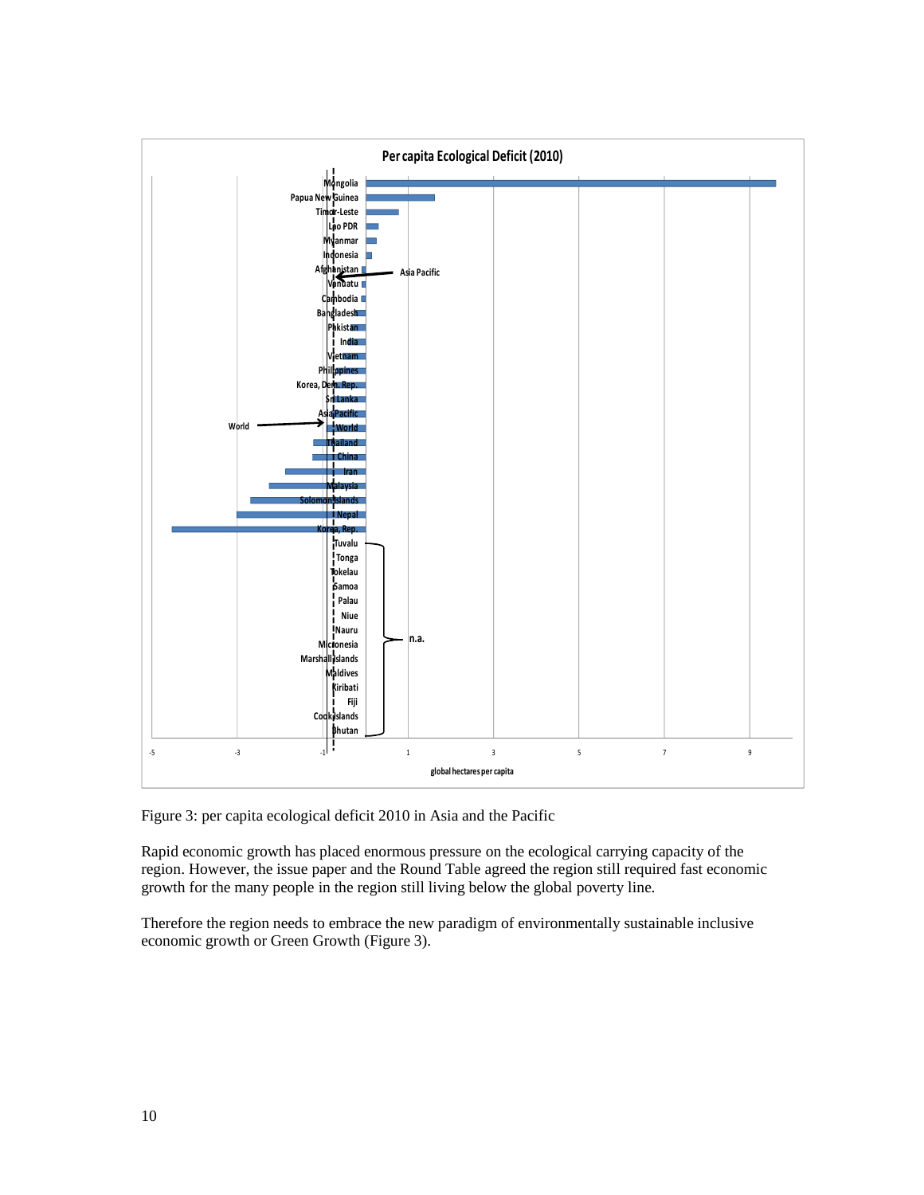Per capita Ecological Deficit (2010)

Mongolia
Papua New Guinea
Timor-Leste
Lao PDR
Myanmar
Indonesia
Afghanistan
Vanuatu
Cambodia
Bangladesh
Pakistan
India
Vietnam
Philippines
Korea, Dem. Rep.
Sri Lanka
Asia Pacific
World
Thailand
China
Iran
Malaysia
Solomon Islands
Nepal
Korea, Rep.
Tuvalu
Tonga
Tokelau
Samoa
Palau
Niue
Nauru
Micronesia
Marshall Islands
Maldives
Kiribati
Fiji
Cook Islands
Bhutan

Asia Pacific

World

n.a.

-5 -3 -1 1 3 5 7 9

global hectares per capita

Figure 3: per capita ecological deficit 2010 in Asia and the Pacific

Rapid economic growth has placed enormous pressure on the ecological carrying capacity of the region. However, the issue paper and the Round Table agreed the region still required fast economic growth for the many people in the region still living below the global poverty line.

Therefore the region needs to embrace the new paradigm of environmentally sustainable inclusive economic growth or Green Growth (Figure 3).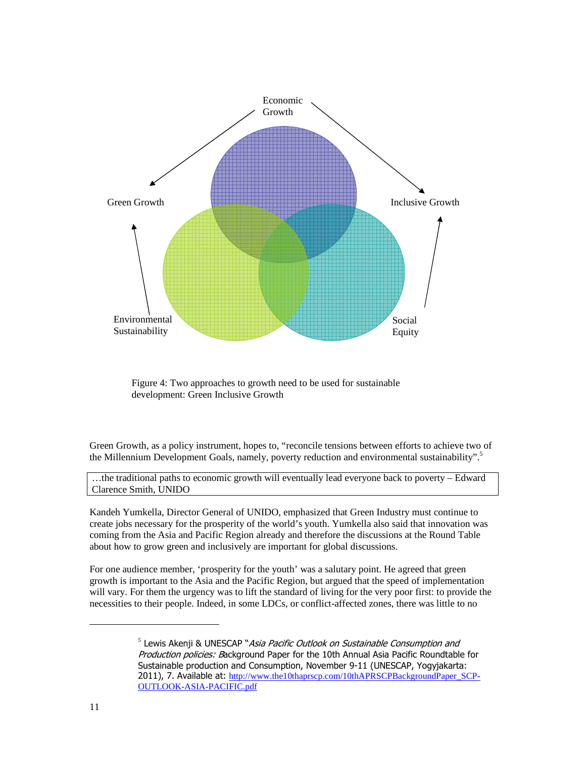Economic Growth

Green Growth

Inclusive Growth

Environmental Sustainability

Social Equity

Figure 4: Two approaches to growth need to be used for sustainable development: Green Inclusive Growth

Green Growth, as a policy instrument, hopes to, "reconcile tensions between efforts to achieve two of the Millennium Development Goals, namely, poverty reduction and environmental sustainability".[5]

> …the traditional paths to economic growth will eventually lead everyone back to poverty – Edward Clarence Smith, UNIDO

Kandeh Yumkella, Director General of UNIDO, emphasized that Green Industry must continue to create jobs necessary for the prosperity of the world's youth. Yumkella also said that innovation was coming from the Asia and Pacific Region already and therefore the discussions at the Round Table about how to grow green and inclusively are important for global discussions.

For one audience member, 'prosperity for the youth' was a salutary point. He agreed that green growth is important to the Asia and the Pacific Region, but argued that the speed of implementation will vary. For them the urgency was to lift the standard of living for the very poor first: to provide the necessities to their people. Indeed, in some LDCs, or conflict-affected zones, there was little to no

---

[5] Lewis Akenji & UNESCAP "*Asia Pacific Outlook on Sustainable Consumption and Production policies:* Background Paper for the 10th Annual Asia Pacific Roundtable for Sustainable production and Consumption, November 9-11 (UNESCAP, Yogyjakarta: 2011), 7. Available at: http://www.the10thaprscp.com/10thAPRSCPBackgroundPaper_SCP-OUTLOOK-ASIA-PACIFIC.pdf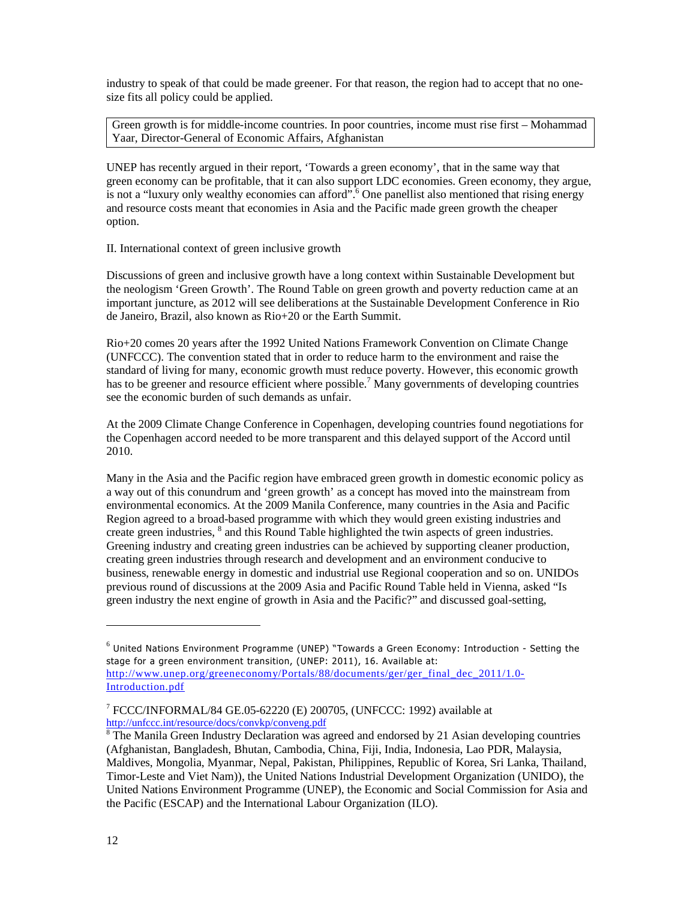industry to speak of that could be made greener. For that reason, the region had to accept that no one-size fits all policy could be applied.

> Green growth is for middle-income countries. In poor countries, income must rise first – Mohammad Yaar, Director-General of Economic Affairs, Afghanistan

UNEP has recently argued in their report, 'Towards a green economy', that in the same way that green economy can be profitable, that it can also support LDC economies. Green economy, they argue, is not a "luxury only wealthy economies can afford".[6] One panellist also mentioned that rising energy and resource costs meant that economies in Asia and the Pacific made green growth the cheaper option.

## II. International context of green inclusive growth

Discussions of green and inclusive growth have a long context within Sustainable Development but the neologism 'Green Growth'. The Round Table on green growth and poverty reduction came at an important juncture, as 2012 will see deliberations at the Sustainable Development Conference in Rio de Janeiro, Brazil, also known as Rio+20 or the Earth Summit.

Rio+20 comes 20 years after the 1992 United Nations Framework Convention on Climate Change (UNFCCC). The convention stated that in order to reduce harm to the environment and raise the standard of living for many, economic growth must reduce poverty. However, this economic growth has to be greener and resource efficient where possible.[7] Many governments of developing countries see the economic burden of such demands as unfair.

At the 2009 Climate Change Conference in Copenhagen, developing countries found negotiations for the Copenhagen accord needed to be more transparent and this delayed support of the Accord until 2010.

Many in the Asia and the Pacific region have embraced green growth in domestic economic policy as a way out of this conundrum and 'green growth' as a concept has moved into the mainstream from environmental economics. At the 2009 Manila Conference, many countries in the Asia and Pacific Region agreed to a broad-based programme with which they would green existing industries and create green industries, [8] and this Round Table highlighted the twin aspects of green industries. Greening industry and creating green industries can be achieved by supporting cleaner production, creating green industries through research and development and an environment conducive to business, renewable energy in domestic and industrial use Regional cooperation and so on. UNIDOs previous round of discussions at the 2009 Asia and Pacific Round Table held in Vienna, asked "Is green industry the next engine of growth in Asia and the Pacific?" and discussed goal-setting,

---

[6] United Nations Environment Programme (UNEP) "Towards a Green Economy: Introduction - Setting the stage for a green environment transition, (UNEP: 2011), 16. Available at: http://www.unep.org/greeneconomy/Portals/88/documents/ger/ger_final_dec_2011/1.0-Introduction.pdf

[7] FCCC/INFORMAL/84 GE.05-62220 (E) 200705, (UNFCCC: 1992) available at http://unfccc.int/resource/docs/convkp/conveng.pdf

[8] The Manila Green Industry Declaration was agreed and endorsed by 21 Asian developing countries (Afghanistan, Bangladesh, Bhutan, Cambodia, China, Fiji, India, Indonesia, Lao PDR, Malaysia, Maldives, Mongolia, Myanmar, Nepal, Pakistan, Philippines, Republic of Korea, Sri Lanka, Thailand, Timor-Leste and Viet Nam)), the United Nations Industrial Development Organization (UNIDO), the United Nations Environment Programme (UNEP), the Economic and Social Commission for Asia and the Pacific (ESCAP) and the International Labour Organization (ILO).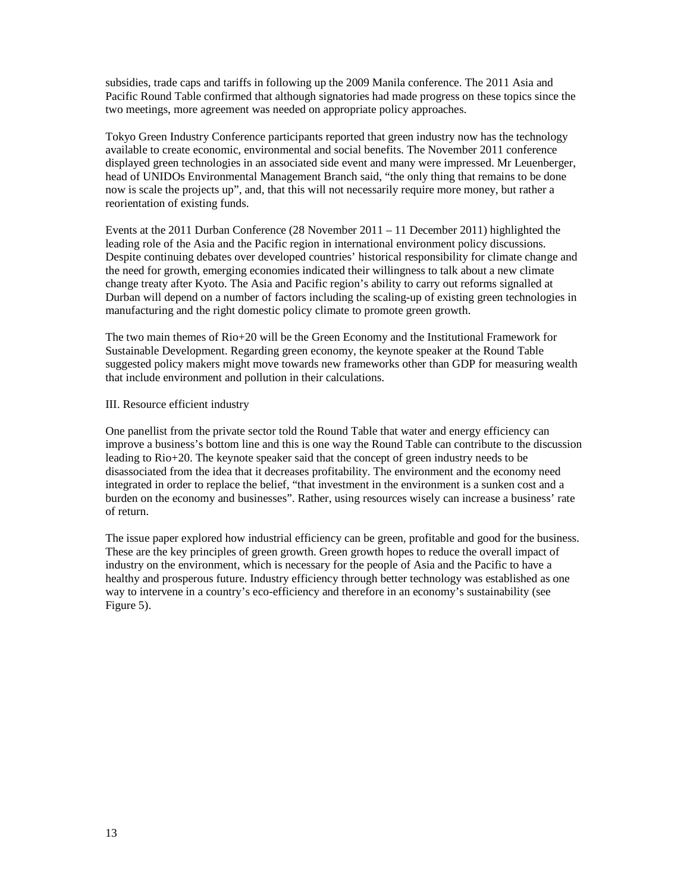subsidies, trade caps and tariffs in following up the 2009 Manila conference. The 2011 Asia and Pacific Round Table confirmed that although signatories had made progress on these topics since the two meetings, more agreement was needed on appropriate policy approaches.

Tokyo Green Industry Conference participants reported that green industry now has the technology available to create economic, environmental and social benefits. The November 2011 conference displayed green technologies in an associated side event and many were impressed. Mr Leuenberger, head of UNIDOs Environmental Management Branch said, "the only thing that remains to be done now is scale the projects up", and, that this will not necessarily require more money, but rather a reorientation of existing funds.

Events at the 2011 Durban Conference (28 November 2011 – 11 December 2011) highlighted the leading role of the Asia and the Pacific region in international environment policy discussions. Despite continuing debates over developed countries' historical responsibility for climate change and the need for growth, emerging economies indicated their willingness to talk about a new climate change treaty after Kyoto. The Asia and Pacific region's ability to carry out reforms signalled at Durban will depend on a number of factors including the scaling-up of existing green technologies in manufacturing and the right domestic policy climate to promote green growth.

The two main themes of Rio+20 will be the Green Economy and the Institutional Framework for Sustainable Development. Regarding green economy, the keynote speaker at the Round Table suggested policy makers might move towards new frameworks other than GDP for measuring wealth that include environment and pollution in their calculations.

## III. Resource efficient industry

One panellist from the private sector told the Round Table that water and energy efficiency can improve a business's bottom line and this is one way the Round Table can contribute to the discussion leading to Rio+20. The keynote speaker said that the concept of green industry needs to be disassociated from the idea that it decreases profitability. The environment and the economy need integrated in order to replace the belief, "that investment in the environment is a sunken cost and a burden on the economy and businesses". Rather, using resources wisely can increase a business' rate of return.

The issue paper explored how industrial efficiency can be green, profitable and good for the business. These are the key principles of green growth. Green growth hopes to reduce the overall impact of industry on the environment, which is necessary for the people of Asia and the Pacific to have a healthy and prosperous future. Industry efficiency through better technology was established as one way to intervene in a country's eco-efficiency and therefore in an economy's sustainability (see Figure 5).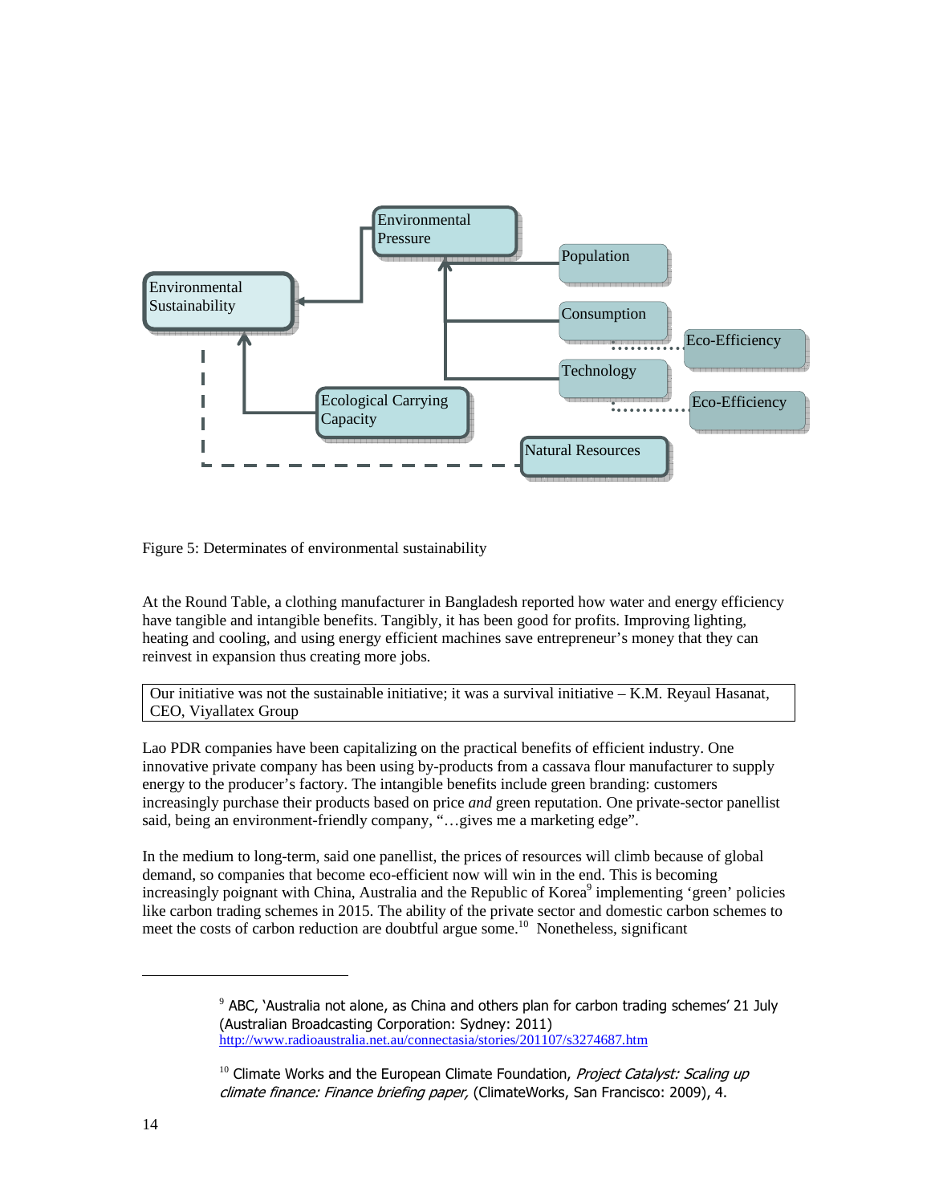Figure 5: Determinates of environmental sustainability

At the Round Table, a clothing manufacturer in Bangladesh reported how water and energy efficiency have tangible and intangible benefits. Tangibly, it has been good for profits. Improving lighting, heating and cooling, and using energy efficient machines save entrepreneur's money that they can reinvest in expansion thus creating more jobs.

| Our initiative was not the sustainable initiative; it was a survival initiative – K.M. Reyaul Hasanat, CEO, Viyallatex Group |
|---|

Lao PDR companies have been capitalizing on the practical benefits of efficient industry. One innovative private company has been using by-products from a cassava flour manufacturer to supply energy to the producer's factory. The intangible benefits include green branding: customers increasingly purchase their products based on price *and* green reputation. One private-sector panellist said, being an environment-friendly company, "…gives me a marketing edge".

In the medium to long-term, said one panellist, the prices of resources will climb because of global demand, so companies that become eco-efficient now will win in the end. This is becoming increasingly poignant with China, Australia and the Republic of Korea[9] implementing 'green' policies like carbon trading schemes in 2015. The ability of the private sector and domestic carbon schemes to meet the costs of carbon reduction are doubtful argue some.[10] Nonetheless, significant

---

[9] ABC, 'Australia not alone, as China and others plan for carbon trading schemes' 21 July (Australian Broadcasting Corporation: Sydney: 2011) http://www.radioaustralia.net.au/connectasia/stories/201107/s3274687.htm

[10] Climate Works and the European Climate Foundation, *Project Catalyst: Scaling up climate finance: Finance briefing paper,* (ClimateWorks, San Francisco: 2009), 4.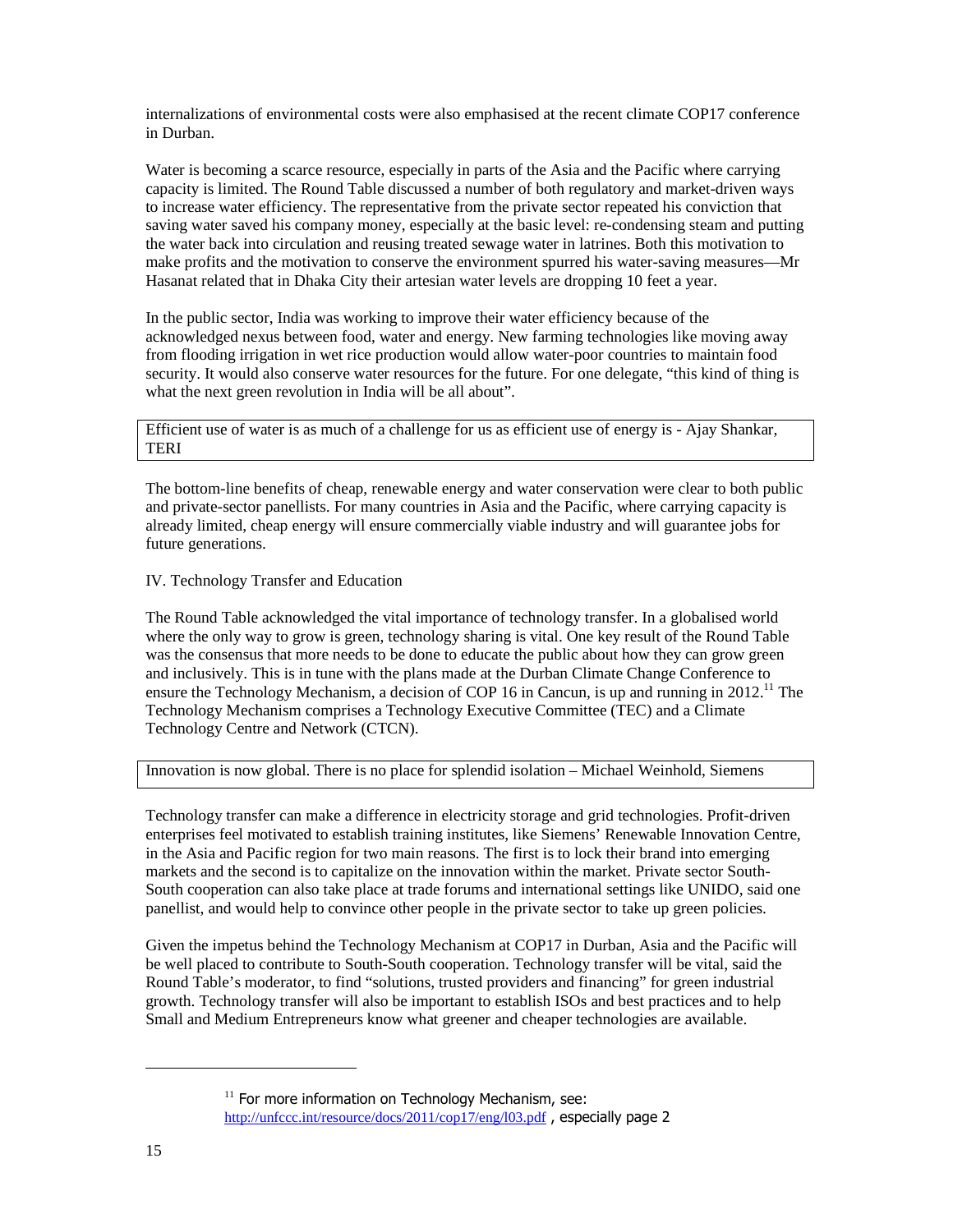internalizations of environmental costs were also emphasised at the recent climate COP17 conference in Durban.

Water is becoming a scarce resource, especially in parts of the Asia and the Pacific where carrying capacity is limited. The Round Table discussed a number of both regulatory and market-driven ways to increase water efficiency. The representative from the private sector repeated his conviction that saving water saved his company money, especially at the basic level: re-condensing steam and putting the water back into circulation and reusing treated sewage water in latrines. Both this motivation to make profits and the motivation to conserve the environment spurred his water-saving measures—Mr Hasanat related that in Dhaka City their artesian water levels are dropping 10 feet a year.

In the public sector, India was working to improve their water efficiency because of the acknowledged nexus between food, water and energy. New farming technologies like moving away from flooding irrigation in wet rice production would allow water-poor countries to maintain food security. It would also conserve water resources for the future. For one delegate, "this kind of thing is what the next green revolution in India will be all about".

> Efficient use of water is as much of a challenge for us as efficient use of energy is - Ajay Shankar, TERI

The bottom-line benefits of cheap, renewable energy and water conservation were clear to both public and private-sector panellists. For many countries in Asia and the Pacific, where carrying capacity is already limited, cheap energy will ensure commercially viable industry and will guarantee jobs for future generations.

## IV. Technology Transfer and Education

The Round Table acknowledged the vital importance of technology transfer. In a globalised world where the only way to grow is green, technology sharing is vital. One key result of the Round Table was the consensus that more needs to be done to educate the public about how they can grow green and inclusively. This is in tune with the plans made at the Durban Climate Change Conference to ensure the Technology Mechanism, a decision of COP 16 in Cancun, is up and running in 2012.[11] The Technology Mechanism comprises a Technology Executive Committee (TEC) and a Climate Technology Centre and Network (CTCN).

> Innovation is now global. There is no place for splendid isolation – Michael Weinhold, Siemens

Technology transfer can make a difference in electricity storage and grid technologies. Profit-driven enterprises feel motivated to establish training institutes, like Siemens' Renewable Innovation Centre, in the Asia and Pacific region for two main reasons. The first is to lock their brand into emerging markets and the second is to capitalize on the innovation within the market. Private sector South-South cooperation can also take place at trade forums and international settings like UNIDO, said one panellist, and would help to convince other people in the private sector to take up green policies.

Given the impetus behind the Technology Mechanism at COP17 in Durban, Asia and the Pacific will be well placed to contribute to South-South cooperation. Technology transfer will be vital, said the Round Table's moderator, to find "solutions, trusted providers and financing" for green industrial growth. Technology transfer will also be important to establish ISOs and best practices and to help Small and Medium Entrepreneurs know what greener and cheaper technologies are available.

---

[11] For more information on Technology Mechanism, see: http://unfccc.int/resource/docs/2011/cop17/eng/l03.pdf , especially page 2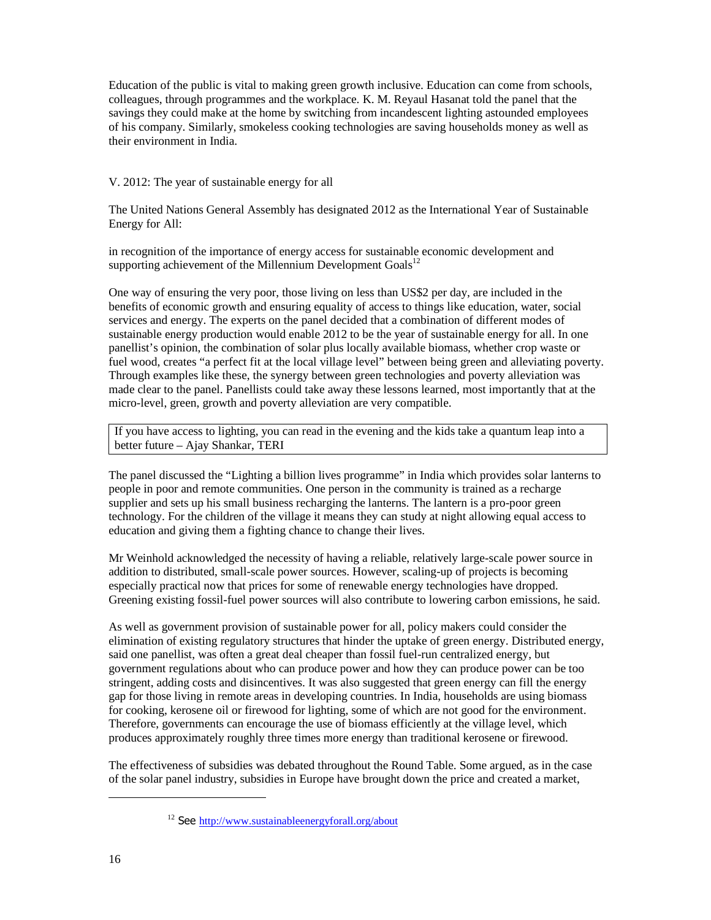Education of the public is vital to making green growth inclusive. Education can come from schools, colleagues, through programmes and the workplace. K. M. Reyaul Hasanat told the panel that the savings they could make at the home by switching from incandescent lighting astounded employees of his company. Similarly, smokeless cooking technologies are saving households money as well as their environment in India.

## V. 2012: The year of sustainable energy for all

The United Nations General Assembly has designated 2012 as the International Year of Sustainable Energy for All:

> in recognition of the importance of energy access for sustainable economic development and supporting achievement of the Millennium Development Goals[12]

One way of ensuring the very poor, those living on less than US$2 per day, are included in the benefits of economic growth and ensuring equality of access to things like education, water, social services and energy. The experts on the panel decided that a combination of different modes of sustainable energy production would enable 2012 to be the year of sustainable energy for all. In one panellist's opinion, the combination of solar plus locally available biomass, whether crop waste or fuel wood, creates "a perfect fit at the local village level" between being green and alleviating poverty. Through examples like these, the synergy between green technologies and poverty alleviation was made clear to the panel. Panellists could take away these lessons learned, most importantly that at the micro-level, green, growth and poverty alleviation are very compatible.

> If you have access to lighting, you can read in the evening and the kids take a quantum leap into a better future – Ajay Shankar, TERI

The panel discussed the "Lighting a billion lives programme" in India which provides solar lanterns to people in poor and remote communities. One person in the community is trained as a recharge supplier and sets up his small business recharging the lanterns. The lantern is a pro-poor green technology. For the children of the village it means they can study at night allowing equal access to education and giving them a fighting chance to change their lives.

Mr Weinhold acknowledged the necessity of having a reliable, relatively large-scale power source in addition to distributed, small-scale power sources. However, scaling-up of projects is becoming especially practical now that prices for some of renewable energy technologies have dropped. Greening existing fossil-fuel power sources will also contribute to lowering carbon emissions, he said.

As well as government provision of sustainable power for all, policy makers could consider the elimination of existing regulatory structures that hinder the uptake of green energy. Distributed energy, said one panellist, was often a great deal cheaper than fossil fuel-run centralized energy, but government regulations about who can produce power and how they can produce power can be too stringent, adding costs and disincentives. It was also suggested that green energy can fill the energy gap for those living in remote areas in developing countries. In India, households are using biomass for cooking, kerosene oil or firewood for lighting, some of which are not good for the environment. Therefore, governments can encourage the use of biomass efficiently at the village level, which produces approximately roughly three times more energy than traditional kerosene or firewood.

The effectiveness of subsidies was debated throughout the Round Table. Some argued, as in the case of the solar panel industry, subsidies in Europe have brought down the price and created a market,

---

[12] See http://www.sustainableenergyforall.org/about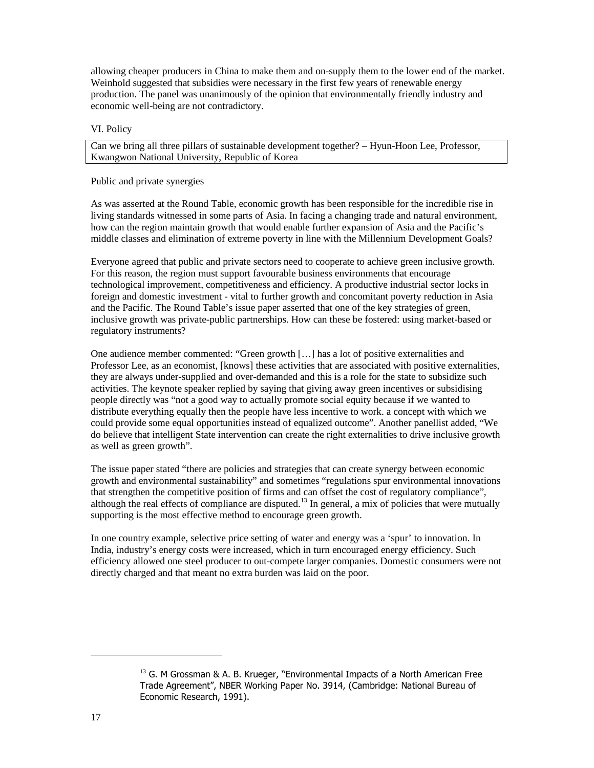allowing cheaper producers in China to make them and on-supply them to the lower end of the market. Weinhold suggested that subsidies were necessary in the first few years of renewable energy production. The panel was unanimously of the opinion that environmentally friendly industry and economic well-being are not contradictory.

## VI. Policy

| Can we bring all three pillars of sustainable development together? – Hyun-Hoon Lee, Professor, Kangwon National University, Republic of Korea |
| --- |

### Public and private synergies

As was asserted at the Round Table, economic growth has been responsible for the incredible rise in living standards witnessed in some parts of Asia. In facing a changing trade and natural environment, how can the region maintain growth that would enable further expansion of Asia and the Pacific's middle classes and elimination of extreme poverty in line with the Millennium Development Goals?

Everyone agreed that public and private sectors need to cooperate to achieve green inclusive growth. For this reason, the region must support favourable business environments that encourage technological improvement, competitiveness and efficiency. A productive industrial sector locks in foreign and domestic investment - vital to further growth and concomitant poverty reduction in Asia and the Pacific. The Round Table's issue paper asserted that one of the key strategies of green, inclusive growth was private-public partnerships. How can these be fostered: using market-based or regulatory instruments?

One audience member commented: "Green growth […] has a lot of positive externalities and Professor Lee, as an economist, [knows] these activities that are associated with positive externalities, they are always under-supplied and over-demanded and this is a role for the state to subsidize such activities. The keynote speaker replied by saying that giving away green incentives or subsidising people directly was "not a good way to actually promote social equity because if we wanted to distribute everything equally then the people have less incentive to work. a concept with which we could provide some equal opportunities instead of equalized outcome". Another panellist added, "We do believe that intelligent State intervention can create the right externalities to drive inclusive growth as well as green growth".

The issue paper stated "there are policies and strategies that can create synergy between economic growth and environmental sustainability" and sometimes "regulations spur environmental innovations that strengthen the competitive position of firms and can offset the cost of regulatory compliance", although the real effects of compliance are disputed.[13] In general, a mix of policies that were mutually supporting is the most effective method to encourage green growth.

In one country example, selective price setting of water and energy was a 'spur' to innovation. In India, industry's energy costs were increased, which in turn encouraged energy efficiency. Such efficiency allowed one steel producer to out-compete larger companies. Domestic consumers were not directly charged and that meant no extra burden was laid on the poor.

---

[13] G. M Grossman & A. B. Krueger, "Environmental Impacts of a North American Free Trade Agreement", NBER Working Paper No. 3914, (Cambridge: National Bureau of Economic Research, 1991).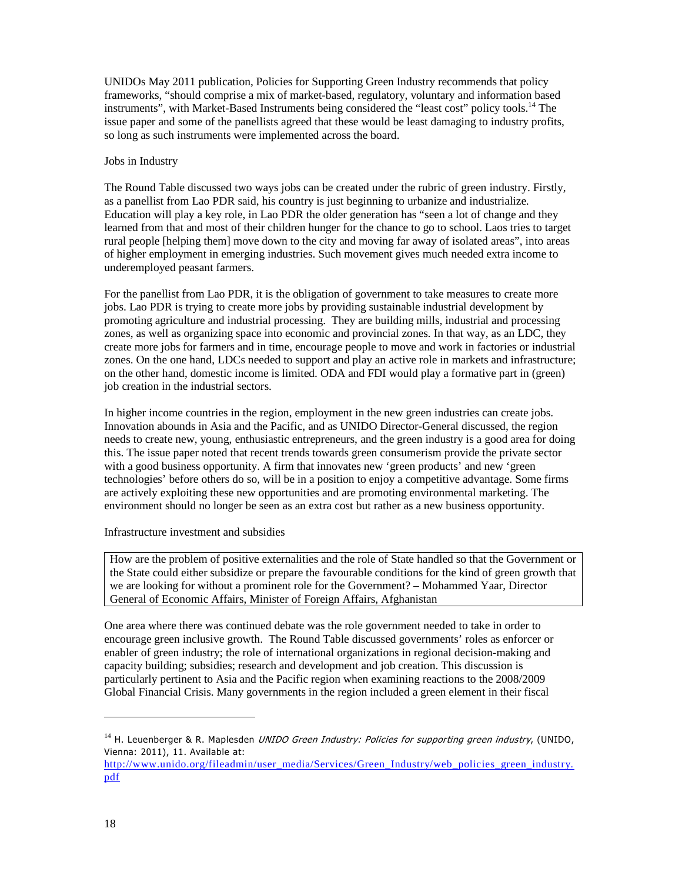UNIDOs May 2011 publication, Policies for Supporting Green Industry recommends that policy frameworks, "should comprise a mix of market-based, regulatory, voluntary and information based instruments", with Market-Based Instruments being considered the "least cost" policy tools.[14] The issue paper and some of the panellists agreed that these would be least damaging to industry profits, so long as such instruments were implemented across the board.

Jobs in Industry

The Round Table discussed two ways jobs can be created under the rubric of green industry. Firstly, as a panellist from Lao PDR said, his country is just beginning to urbanize and industrialize. Education will play a key role, in Lao PDR the older generation has "seen a lot of change and they learned from that and most of their children hunger for the chance to go to school. Laos tries to target rural people [helping them] move down to the city and moving far away of isolated areas", into areas of higher employment in emerging industries. Such movement gives much needed extra income to underemployed peasant farmers.

For the panellist from Lao PDR, it is the obligation of government to take measures to create more jobs. Lao PDR is trying to create more jobs by providing sustainable industrial development by promoting agriculture and industrial processing. They are building mills, industrial and processing zones, as well as organizing space into economic and provincial zones. In that way, as an LDC, they create more jobs for farmers and in time, encourage people to move and work in factories or industrial zones. On the one hand, LDCs needed to support and play an active role in markets and infrastructure; on the other hand, domestic income is limited. ODA and FDI would play a formative part in (green) job creation in the industrial sectors.

In higher income countries in the region, employment in the new green industries can create jobs. Innovation abounds in Asia and the Pacific, and as UNIDO Director-General discussed, the region needs to create new, young, enthusiastic entrepreneurs, and the green industry is a good area for doing this. The issue paper noted that recent trends towards green consumerism provide the private sector with a good business opportunity. A firm that innovates new 'green products' and new 'green technologies' before others do so, will be in a position to enjoy a competitive advantage. Some firms are actively exploiting these new opportunities and are promoting environmental marketing. The environment should no longer be seen as an extra cost but rather as a new business opportunity.

Infrastructure investment and subsidies

> How are the problem of positive externalities and the role of State handled so that the Government or the State could either subsidize or prepare the favourable conditions for the kind of green growth that we are looking for without a prominent role for the Government? – Mohammed Yaar, Director General of Economic Affairs, Minister of Foreign Affairs, Afghanistan

One area where there was continued debate was the role government needed to take in order to encourage green inclusive growth. The Round Table discussed governments' roles as enforcer or enabler of green industry; the role of international organizations in regional decision-making and capacity building; subsidies; research and development and job creation. This discussion is particularly pertinent to Asia and the Pacific region when examining reactions to the 2008/2009 Global Financial Crisis. Many governments in the region included a green element in their fiscal

---

[14] H. Leuenberger & R. Maplesden *UNIDO Green Industry: Policies for supporting green industry*, (UNIDO, Vienna: 2011), 11. Available at: http://www.unido.org/fileadmin/user_media/Services/Green_Industry/web_policies_green_industry.pdf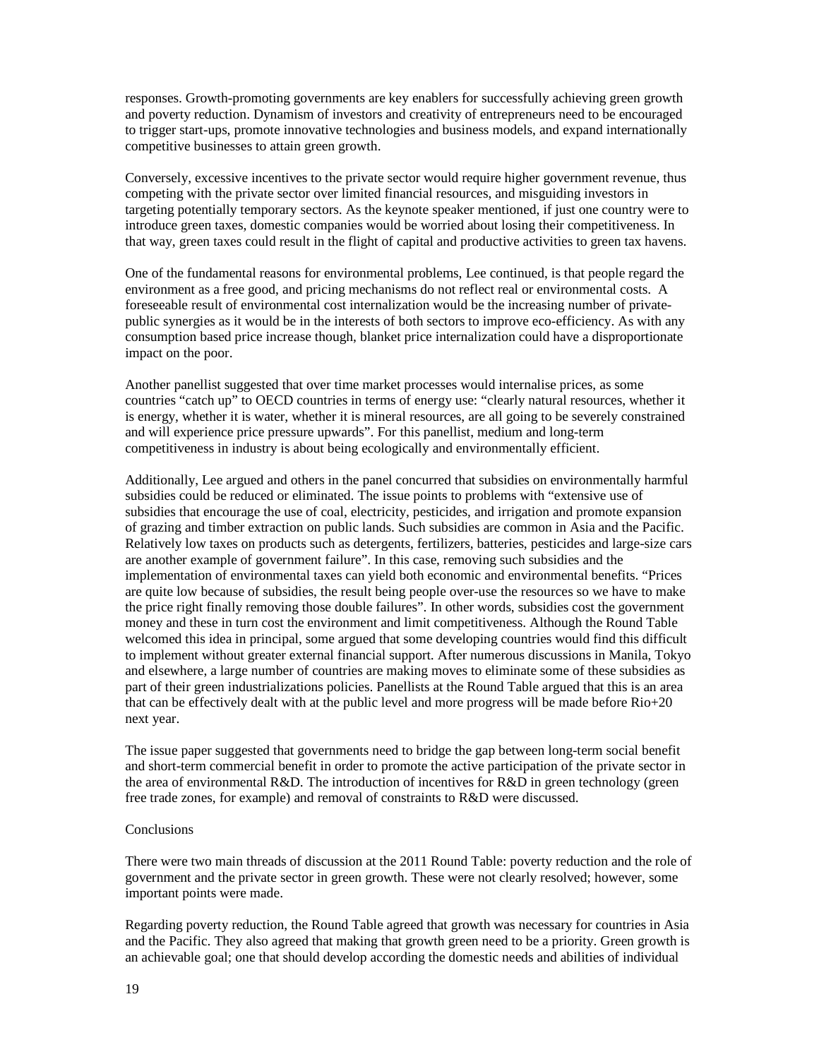responses. Growth-promoting governments are key enablers for successfully achieving green growth and poverty reduction. Dynamism of investors and creativity of entrepreneurs need to be encouraged to trigger start-ups, promote innovative technologies and business models, and expand internationally competitive businesses to attain green growth.

Conversely, excessive incentives to the private sector would require higher government revenue, thus competing with the private sector over limited financial resources, and misguiding investors in targeting potentially temporary sectors. As the keynote speaker mentioned, if just one country were to introduce green taxes, domestic companies would be worried about losing their competitiveness. In that way, green taxes could result in the flight of capital and productive activities to green tax havens.

One of the fundamental reasons for environmental problems, Lee continued, is that people regard the environment as a free good, and pricing mechanisms do not reflect real or environmental costs. A foreseeable result of environmental cost internalization would be the increasing number of private-public synergies as it would be in the interests of both sectors to improve eco-efficiency. As with any consumption based price increase though, blanket price internalization could have a disproportionate impact on the poor.

Another panellist suggested that over time market processes would internalise prices, as some countries "catch up" to OECD countries in terms of energy use: "clearly natural resources, whether it is energy, whether it is water, whether it is mineral resources, are all going to be severely constrained and will experience price pressure upwards". For this panellist, medium and long-term competitiveness in industry is about being ecologically and environmentally efficient.

Additionally, Lee argued and others in the panel concurred that subsidies on environmentally harmful subsidies could be reduced or eliminated. The issue points to problems with "extensive use of subsidies that encourage the use of coal, electricity, pesticides, and irrigation and promote expansion of grazing and timber extraction on public lands. Such subsidies are common in Asia and the Pacific. Relatively low taxes on products such as detergents, fertilizers, batteries, pesticides and large-size cars are another example of government failure". In this case, removing such subsidies and the implementation of environmental taxes can yield both economic and environmental benefits. "Prices are quite low because of subsidies, the result being people over-use the resources so we have to make the price right finally removing those double failures". In other words, subsidies cost the government money and these in turn cost the environment and limit competitiveness. Although the Round Table welcomed this idea in principal, some argued that some developing countries would find this difficult to implement without greater external financial support. After numerous discussions in Manila, Tokyo and elsewhere, a large number of countries are making moves to eliminate some of these subsidies as part of their green industrializations policies. Panellists at the Round Table argued that this is an area that can be effectively dealt with at the public level and more progress will be made before Rio+20 next year.

The issue paper suggested that governments need to bridge the gap between long-term social benefit and short-term commercial benefit in order to promote the active participation of the private sector in the area of environmental R&D. The introduction of incentives for R&D in green technology (green free trade zones, for example) and removal of constraints to R&D were discussed.

## Conclusions

There were two main threads of discussion at the 2011 Round Table: poverty reduction and the role of government and the private sector in green growth. These were not clearly resolved; however, some important points were made.

Regarding poverty reduction, the Round Table agreed that growth was necessary for countries in Asia and the Pacific. They also agreed that making that growth green need to be a priority. Green growth is an achievable goal; one that should develop according the domestic needs and abilities of individual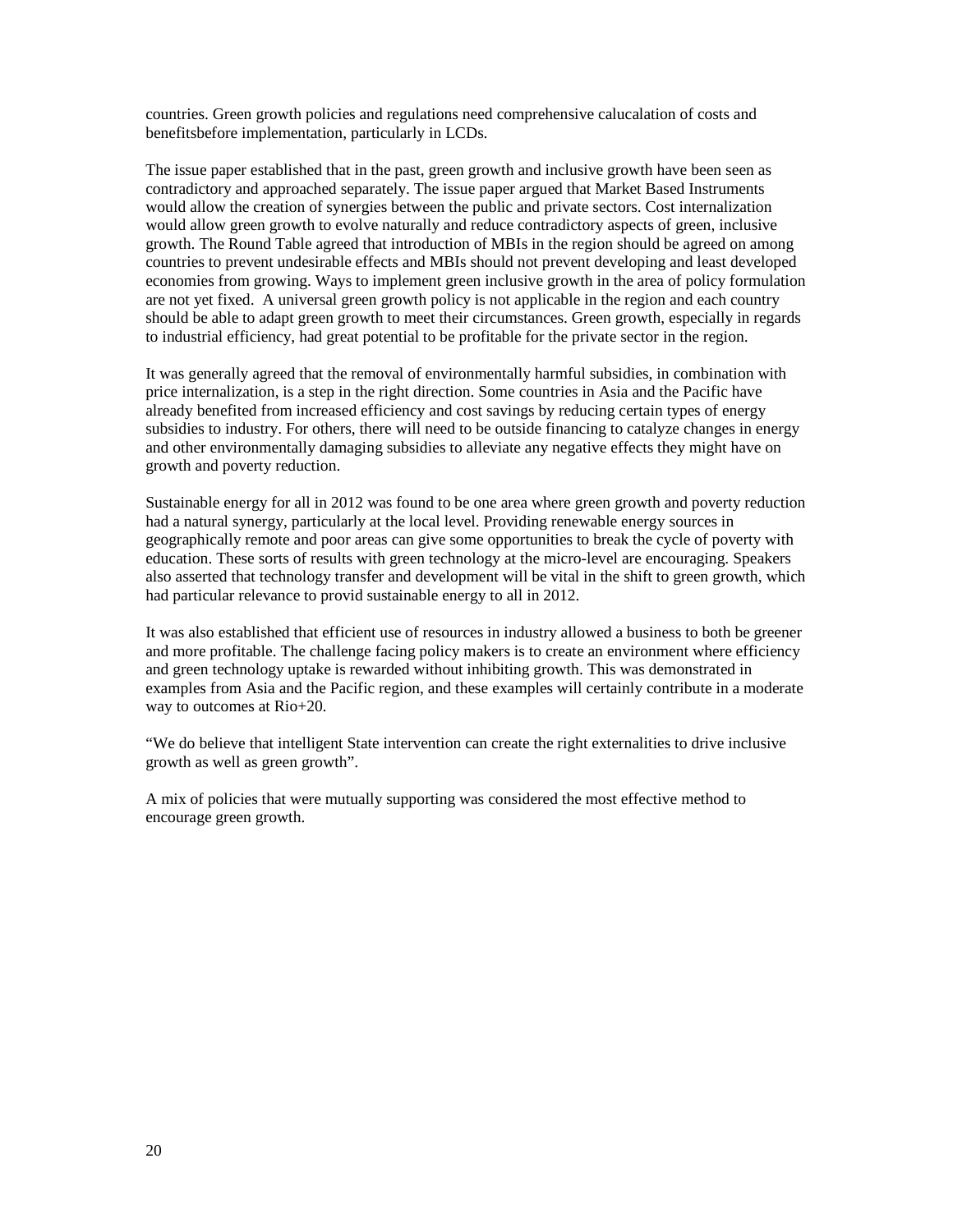countries. Green growth policies and regulations need comprehensive calucalation of costs and benefitsbefore implementation, particularly in LCDs.

The issue paper established that in the past, green growth and inclusive growth have been seen as contradictory and approached separately. The issue paper argued that Market Based Instruments would allow the creation of synergies between the public and private sectors. Cost internalization would allow green growth to evolve naturally and reduce contradictory aspects of green, inclusive growth. The Round Table agreed that introduction of MBIs in the region should be agreed on among countries to prevent undesirable effects and MBIs should not prevent developing and least developed economies from growing. Ways to implement green inclusive growth in the area of policy formulation are not yet fixed. A universal green growth policy is not applicable in the region and each country should be able to adapt green growth to meet their circumstances. Green growth, especially in regards to industrial efficiency, had great potential to be profitable for the private sector in the region.

It was generally agreed that the removal of environmentally harmful subsidies, in combination with price internalization, is a step in the right direction. Some countries in Asia and the Pacific have already benefited from increased efficiency and cost savings by reducing certain types of energy subsidies to industry. For others, there will need to be outside financing to catalyze changes in energy and other environmentally damaging subsidies to alleviate any negative effects they might have on growth and poverty reduction.

Sustainable energy for all in 2012 was found to be one area where green growth and poverty reduction had a natural synergy, particularly at the local level. Providing renewable energy sources in geographically remote and poor areas can give some opportunities to break the cycle of poverty with education. These sorts of results with green technology at the micro-level are encouraging. Speakers also asserted that technology transfer and development will be vital in the shift to green growth, which had particular relevance to provid sustainable energy to all in 2012.

It was also established that efficient use of resources in industry allowed a business to both be greener and more profitable. The challenge facing policy makers is to create an environment where efficiency and green technology uptake is rewarded without inhibiting growth. This was demonstrated in examples from Asia and the Pacific region, and these examples will certainly contribute in a moderate way to outcomes at Rio+20.

"We do believe that intelligent State intervention can create the right externalities to drive inclusive growth as well as green growth".

A mix of policies that were mutually supporting was considered the most effective method to encourage green growth.